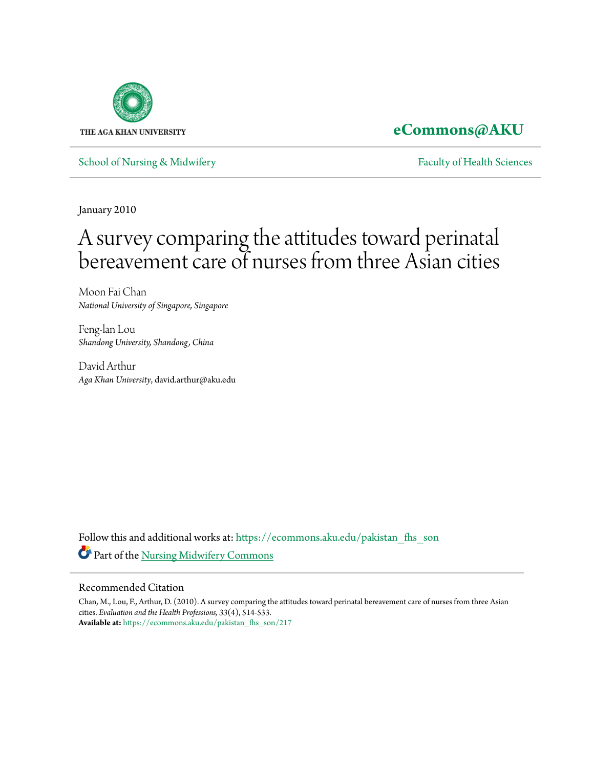THE AGA KHAN UNIVERSITY

**eCommons@AKU**

School of Nursing & Midwifery | Faculty of Health Sciences

January 2010

# A survey comparing the attitudes toward perinatal bereavement care of nurses from three Asian cities

Moon Fai Chan
*National University of Singapore, Singapore*

Feng-lan Lou
*Shandong University, Shandong, China*

David Arthur
*Aga Khan University*, david.arthur@aku.edu

Follow this and additional works at: https://ecommons.aku.edu/pakistan_fhs_son

Part of the Nursing Midwifery Commons

## Recommended Citation

Chan, M., Lou, F., Arthur, D. (2010). A survey comparing the attitudes toward perinatal bereavement care of nurses from three Asian cities. *Evaluation and the Health Professions,* 33(4), 514-533.
**Available at:** https://ecommons.aku.edu/pakistan_fhs_son/217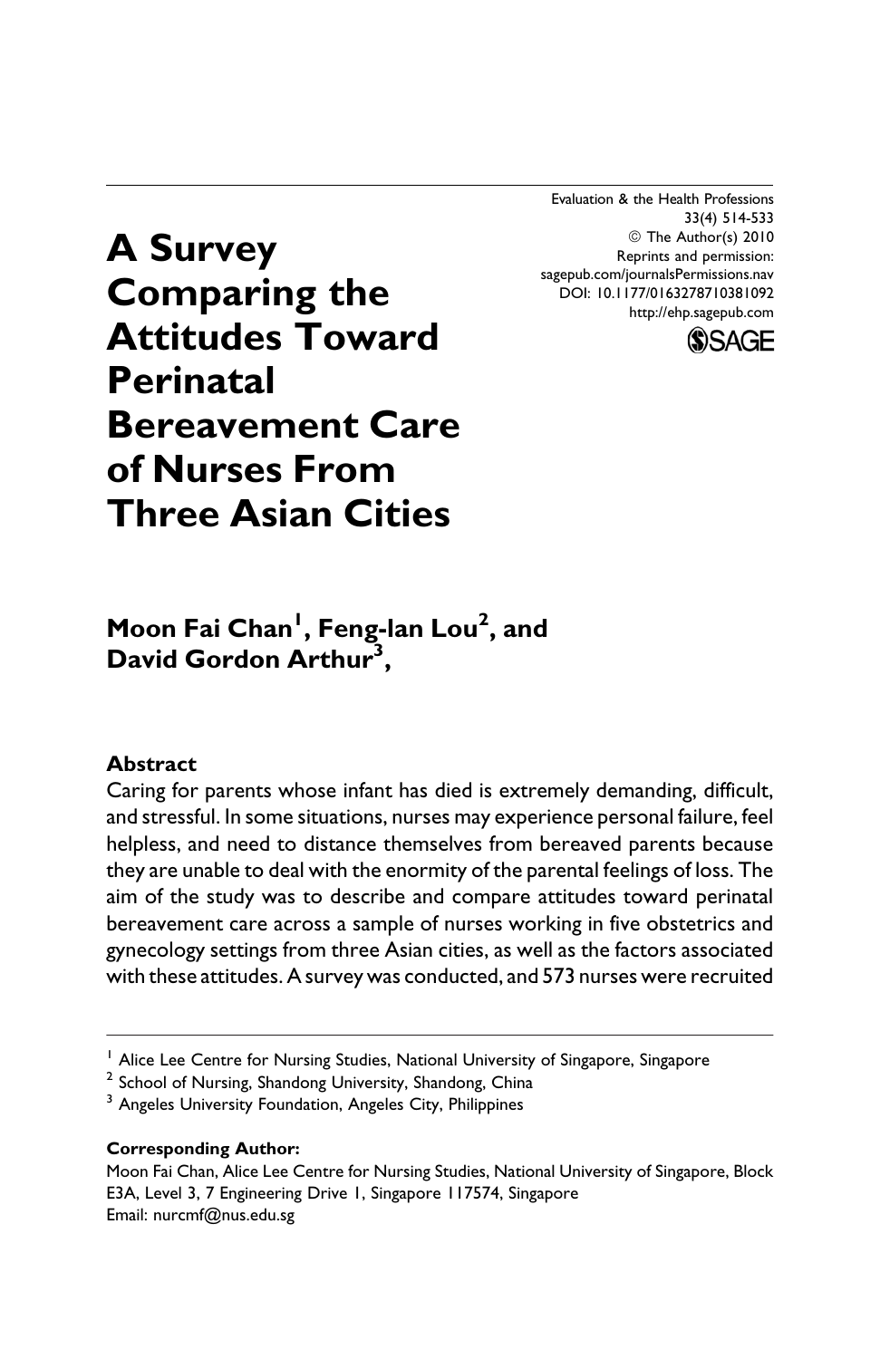# A Survey Comparing the Attitudes Toward Perinatal Bereavement Care of Nurses From Three Asian Cities

**Moon Fai Chan[1], Feng-lan Lou[2], and David Gordon Arthur[3],**

Evaluation & the Health Professions
33(4) 514-533
© The Author(s) 2010
Reprints and permission:
sagepub.com/journalsPermissions.nav
DOI: 10.1177/0163278710381092
http://ehp.sagepub.com

## Abstract

Caring for parents whose infant has died is extremely demanding, difficult, and stressful. In some situations, nurses may experience personal failure, feel helpless, and need to distance themselves from bereaved parents because they are unable to deal with the enormity of the parental feelings of loss. The aim of the study was to describe and compare attitudes toward perinatal bereavement care across a sample of nurses working in five obstetrics and gynecology settings from three Asian cities, as well as the factors associated with these attitudes. A survey was conducted, and 573 nurses were recruited

---

[1] Alice Lee Centre for Nursing Studies, National University of Singapore, Singapore
[2] School of Nursing, Shandong University, Shandong, China
[3] Angeles University Foundation, Angeles City, Philippines

**Corresponding Author:**
Moon Fai Chan, Alice Lee Centre for Nursing Studies, National University of Singapore, Block E3A, Level 3, 7 Engineering Drive 1, Singapore 117574, Singapore
Email: nurcmf@nus.edu.sg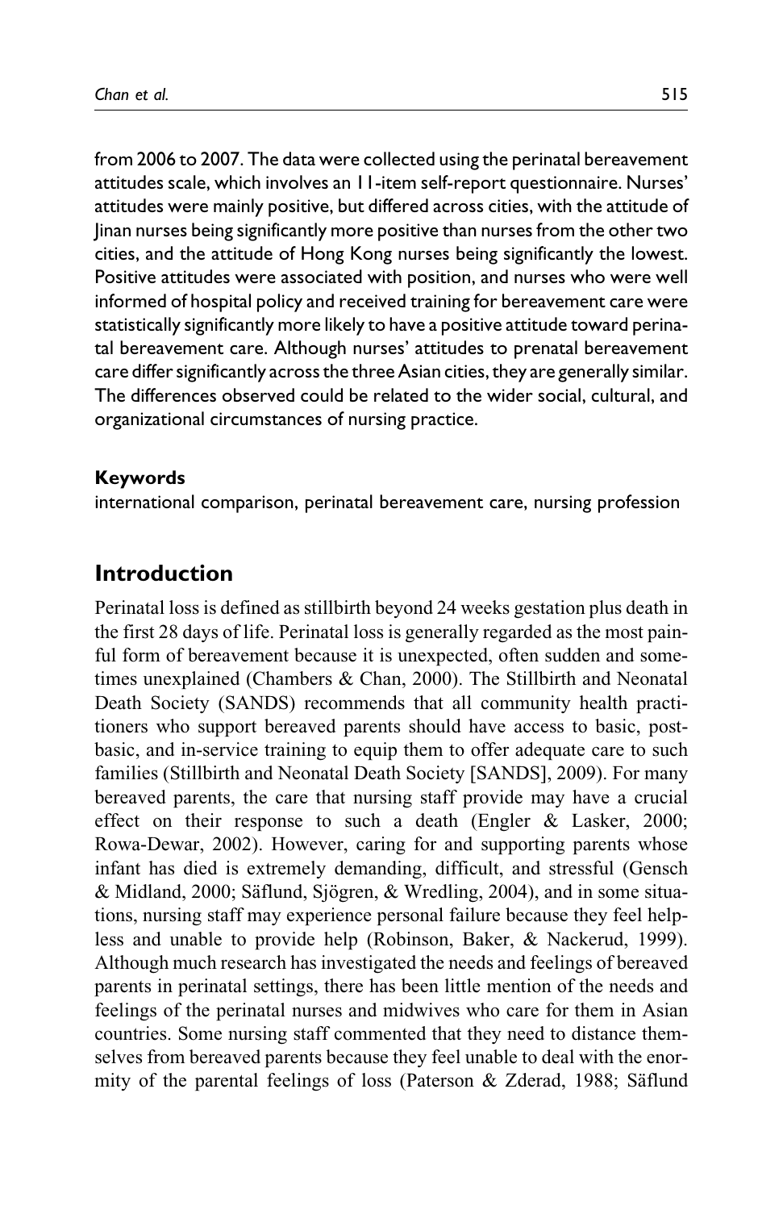from 2006 to 2007. The data were collected using the perinatal bereavement attitudes scale, which involves an 11-item self-report questionnaire. Nurses' attitudes were mainly positive, but differed across cities, with the attitude of Jinan nurses being significantly more positive than nurses from the other two cities, and the attitude of Hong Kong nurses being significantly the lowest. Positive attitudes were associated with position, and nurses who were well informed of hospital policy and received training for bereavement care were statistically significantly more likely to have a positive attitude toward perinatal bereavement care. Although nurses' attitudes to prenatal bereavement care differ significantly across the three Asian cities, they are generally similar. The differences observed could be related to the wider social, cultural, and organizational circumstances of nursing practice.

### Keywords

international comparison, perinatal bereavement care, nursing profession

## Introduction

Perinatal loss is defined as stillbirth beyond 24 weeks gestation plus death in the first 28 days of life. Perinatal loss is generally regarded as the most painful form of bereavement because it is unexpected, often sudden and sometimes unexplained (Chambers & Chan, 2000). The Stillbirth and Neonatal Death Society (SANDS) recommends that all community health practitioners who support bereaved parents should have access to basic, post-basic, and in-service training to equip them to offer adequate care to such families (Stillbirth and Neonatal Death Society [SANDS], 2009). For many bereaved parents, the care that nursing staff provide may have a crucial effect on their response to such a death (Engler & Lasker, 2000; Rowa-Dewar, 2002). However, caring for and supporting parents whose infant has died is extremely demanding, difficult, and stressful (Gensch & Midland, 2000; Säflund, Sjögren, & Wredling, 2004), and in some situations, nursing staff may experience personal failure because they feel helpless and unable to provide help (Robinson, Baker, & Nackerud, 1999). Although much research has investigated the needs and feelings of bereaved parents in perinatal settings, there has been little mention of the needs and feelings of the perinatal nurses and midwives who care for them in Asian countries. Some nursing staff commented that they need to distance themselves from bereaved parents because they feel unable to deal with the enormity of the parental feelings of loss (Paterson & Zderad, 1988; Säflund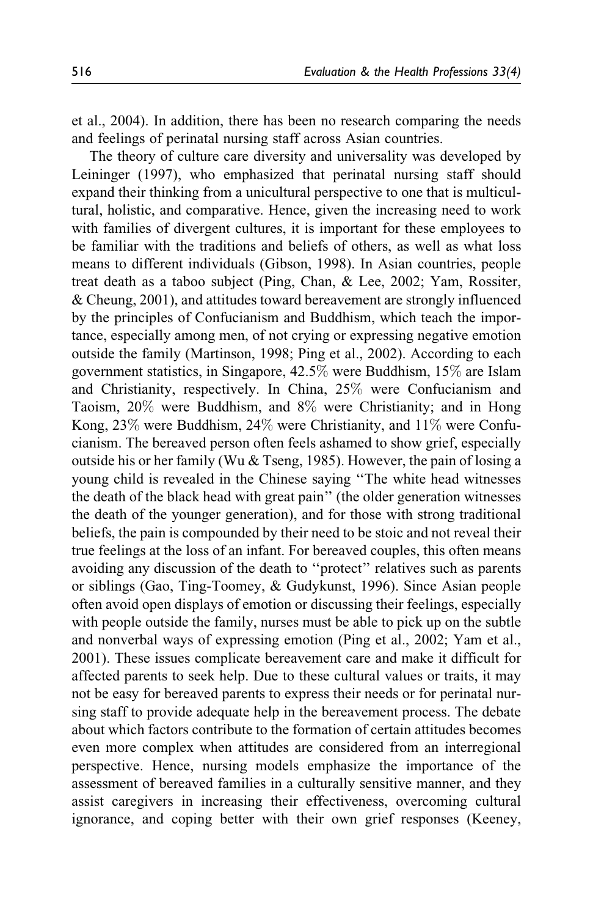et al., 2004). In addition, there has been no research comparing the needs and feelings of perinatal nursing staff across Asian countries.

The theory of culture care diversity and universality was developed by Leininger (1997), who emphasized that perinatal nursing staff should expand their thinking from a unicultural perspective to one that is multicultural, holistic, and comparative. Hence, given the increasing need to work with families of divergent cultures, it is important for these employees to be familiar with the traditions and beliefs of others, as well as what loss means to different individuals (Gibson, 1998). In Asian countries, people treat death as a taboo subject (Ping, Chan, & Lee, 2002; Yam, Rossiter, & Cheung, 2001), and attitudes toward bereavement are strongly influenced by the principles of Confucianism and Buddhism, which teach the importance, especially among men, of not crying or expressing negative emotion outside the family (Martinson, 1998; Ping et al., 2002). According to each government statistics, in Singapore, 42.5% were Buddhism, 15% are Islam and Christianity, respectively. In China, 25% were Confucianism and Taoism, 20% were Buddhism, and 8% were Christianity; and in Hong Kong, 23% were Buddhism, 24% were Christianity, and 11% were Confucianism. The bereaved person often feels ashamed to show grief, especially outside his or her family (Wu & Tseng, 1985). However, the pain of losing a young child is revealed in the Chinese saying "The white head witnesses the death of the black head with great pain" (the older generation witnesses the death of the younger generation), and for those with strong traditional beliefs, the pain is compounded by their need to be stoic and not reveal their true feelings at the loss of an infant. For bereaved couples, this often means avoiding any discussion of the death to "protect" relatives such as parents or siblings (Gao, Ting-Toomey, & Gudykunst, 1996). Since Asian people often avoid open displays of emotion or discussing their feelings, especially with people outside the family, nurses must be able to pick up on the subtle and nonverbal ways of expressing emotion (Ping et al., 2002; Yam et al., 2001). These issues complicate bereavement care and make it difficult for affected parents to seek help. Due to these cultural values or traits, it may not be easy for bereaved parents to express their needs or for perinatal nursing staff to provide adequate help in the bereavement process. The debate about which factors contribute to the formation of certain attitudes becomes even more complex when attitudes are considered from an interregional perspective. Hence, nursing models emphasize the importance of the assessment of bereaved families in a culturally sensitive manner, and they assist caregivers in increasing their effectiveness, overcoming cultural ignorance, and coping better with their own grief responses (Keeney,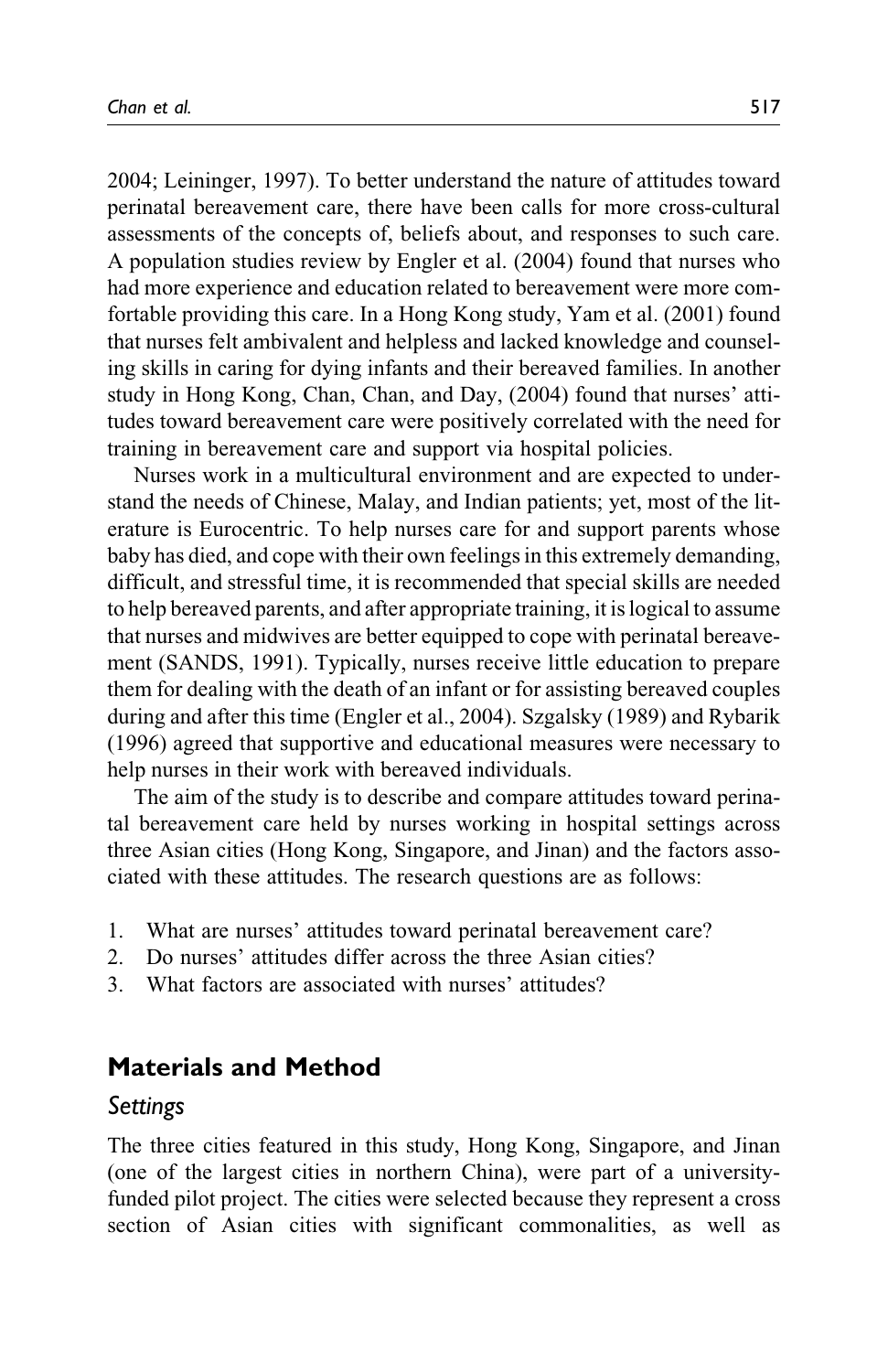2004; Leininger, 1997). To better understand the nature of attitudes toward perinatal bereavement care, there have been calls for more cross-cultural assessments of the concepts of, beliefs about, and responses to such care. A population studies review by Engler et al. (2004) found that nurses who had more experience and education related to bereavement were more comfortable providing this care. In a Hong Kong study, Yam et al. (2001) found that nurses felt ambivalent and helpless and lacked knowledge and counseling skills in caring for dying infants and their bereaved families. In another study in Hong Kong, Chan, Chan, and Day, (2004) found that nurses' attitudes toward bereavement care were positively correlated with the need for training in bereavement care and support via hospital policies.

Nurses work in a multicultural environment and are expected to understand the needs of Chinese, Malay, and Indian patients; yet, most of the literature is Eurocentric. To help nurses care for and support parents whose baby has died, and cope with their own feelings in this extremely demanding, difficult, and stressful time, it is recommended that special skills are needed to help bereaved parents, and after appropriate training, it is logical to assume that nurses and midwives are better equipped to cope with perinatal bereavement (SANDS, 1991). Typically, nurses receive little education to prepare them for dealing with the death of an infant or for assisting bereaved couples during and after this time (Engler et al., 2004). Szgalsky (1989) and Rybarik (1996) agreed that supportive and educational measures were necessary to help nurses in their work with bereaved individuals.

The aim of the study is to describe and compare attitudes toward perinatal bereavement care held by nurses working in hospital settings across three Asian cities (Hong Kong, Singapore, and Jinan) and the factors associated with these attitudes. The research questions are as follows:

1. What are nurses' attitudes toward perinatal bereavement care?
2. Do nurses' attitudes differ across the three Asian cities?
3. What factors are associated with nurses' attitudes?

## Materials and Method

### Settings

The three cities featured in this study, Hong Kong, Singapore, and Jinan (one of the largest cities in northern China), were part of a university-funded pilot project. The cities were selected because they represent a cross section of Asian cities with significant commonalities, as well as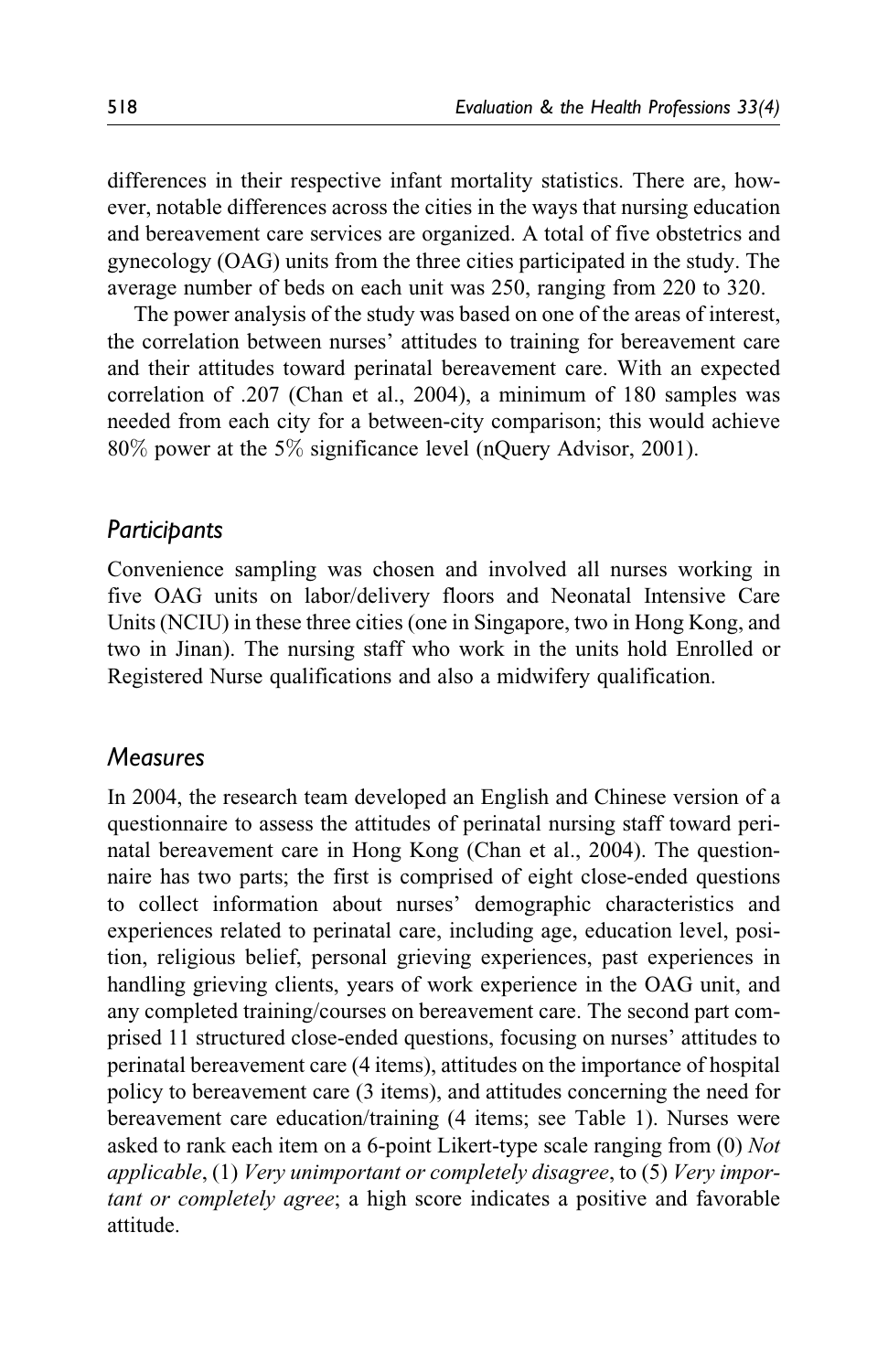differences in their respective infant mortality statistics. There are, however, notable differences across the cities in the ways that nursing education and bereavement care services are organized. A total of five obstetrics and gynecology (OAG) units from the three cities participated in the study. The average number of beds on each unit was 250, ranging from 220 to 320.

The power analysis of the study was based on one of the areas of interest, the correlation between nurses' attitudes to training for bereavement care and their attitudes toward perinatal bereavement care. With an expected correlation of .207 (Chan et al., 2004), a minimum of 180 samples was needed from each city for a between-city comparison; this would achieve 80% power at the 5% significance level (nQuery Advisor, 2001).

## *Participants*

Convenience sampling was chosen and involved all nurses working in five OAG units on labor/delivery floors and Neonatal Intensive Care Units (NCIU) in these three cities (one in Singapore, two in Hong Kong, and two in Jinan). The nursing staff who work in the units hold Enrolled or Registered Nurse qualifications and also a midwifery qualification.

## *Measures*

In 2004, the research team developed an English and Chinese version of a questionnaire to assess the attitudes of perinatal nursing staff toward perinatal bereavement care in Hong Kong (Chan et al., 2004). The questionnaire has two parts; the first is comprised of eight close-ended questions to collect information about nurses' demographic characteristics and experiences related to perinatal care, including age, education level, position, religious belief, personal grieving experiences, past experiences in handling grieving clients, years of work experience in the OAG unit, and any completed training/courses on bereavement care. The second part comprised 11 structured close-ended questions, focusing on nurses' attitudes to perinatal bereavement care (4 items), attitudes on the importance of hospital policy to bereavement care (3 items), and attitudes concerning the need for bereavement care education/training (4 items; see Table 1). Nurses were asked to rank each item on a 6-point Likert-type scale ranging from (0) *Not applicable*, (1) *Very unimportant or completely disagree*, to (5) *Very important or completely agree*; a high score indicates a positive and favorable attitude.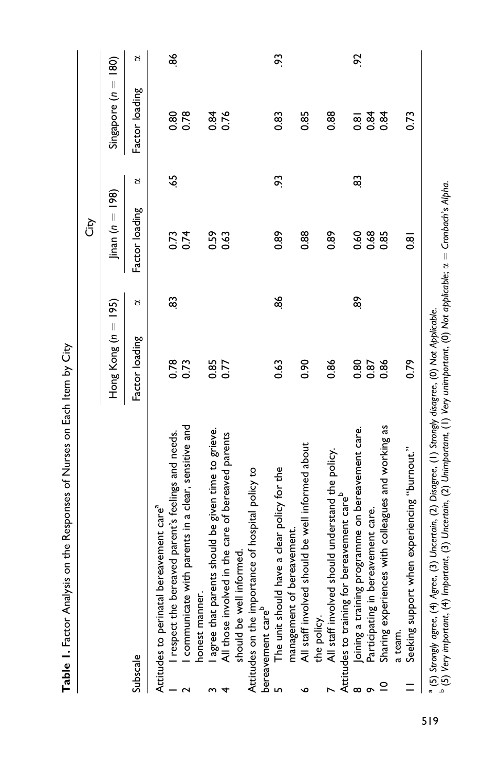**Table 1.** Factor Analysis on the Responses of Nurses on Each Item by City

| | Subscale | Hong Kong ($n = 195$) | | Jinan ($n = 198$) | | Singapore ($n = 180$) | |
|---|---|---|---|---|---|---|---|
| | | Factor loading | α | Factor loading | α | Factor loading | α |
| | Attitudes to perinatal bereavement care[a] | | .83 | | .65 | | .86 |
| 1 | I respect the bereaved parent's feelings and needs. | 0.78 | | 0.73 | | 0.80 | |
| 2 | I communicate with parents in a clear, sensitive and honest manner. | 0.73 | | 0.74 | | 0.78 | |
| 3 | I agree that parents should be given time to grieve. | 0.85 | | 0.59 | | 0.84 | |
| 4 | All those involved in the care of bereaved parents should be well informed. | 0.77 | | 0.63 | | 0.76 | |
| | Attitudes on the importance of hospital policy to bereavement care[b] | | .86 | | .93 | | .93 |
| 5 | The unit should have a clear policy for the management of bereavement. | 0.63 | | 0.89 | | 0.83 | |
| 6 | All staff involved should be well informed about the policy. | 0.90 | | 0.88 | | 0.85 | |
| 7 | All staff involved should understand the policy. | 0.86 | | 0.89 | | 0.88 | |
| | Attitudes to training for bereavement care[b] | | .89 | | .83 | | .92 |
| 8 | Joining a training programme on bereavement care. | 0.80 | | 0.60 | | 0.81 | |
| 9 | Participating in bereavement care. | 0.87 | | 0.68 | | 0.84 | |
| 10 | Sharing experiences with colleagues and working as a team. | 0.86 | | 0.85 | | 0.84 | |
| 11 | Seeking support when experiencing "burnout." | 0.79 | | 0.81 | | 0.73 | |

[a] (5) *Strongly agree*, (4) *Agree*, (3) *Uncertain*, (2) *Disagree*, (1) *Strongly disagree*, (0) *Not Applicable*.
[b] (5) *Very important*, (4) *Important*, (3) *Uncertain*, (2) *Unimportant*, (1) *Very unimportant*, (0) *Not applicable*; α = *Cronbach's Alpha*.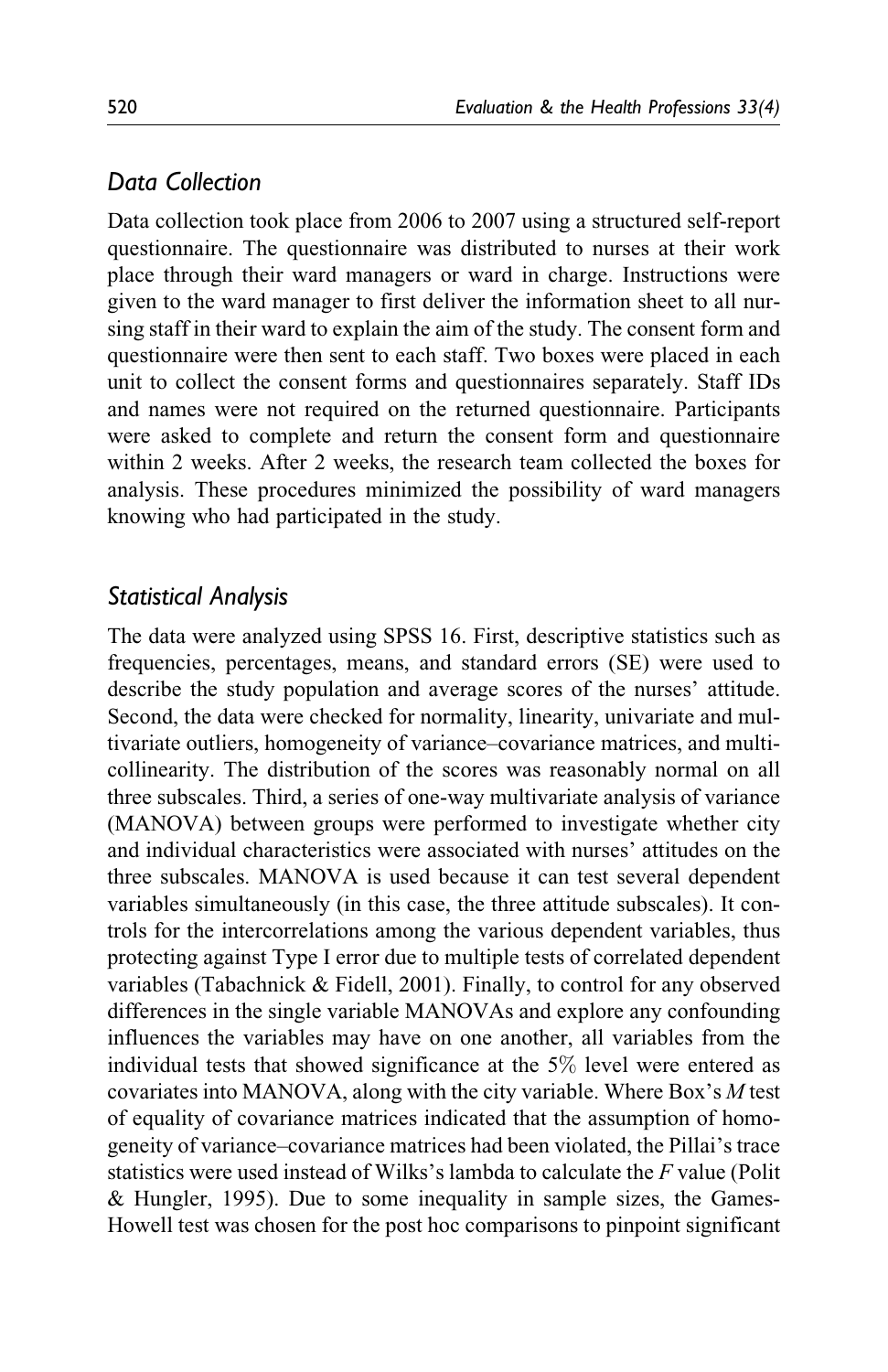### *Data Collection*

Data collection took place from 2006 to 2007 using a structured self-report questionnaire. The questionnaire was distributed to nurses at their work place through their ward managers or ward in charge. Instructions were given to the ward manager to first deliver the information sheet to all nursing staff in their ward to explain the aim of the study. The consent form and questionnaire were then sent to each staff. Two boxes were placed in each unit to collect the consent forms and questionnaires separately. Staff IDs and names were not required on the returned questionnaire. Participants were asked to complete and return the consent form and questionnaire within 2 weeks. After 2 weeks, the research team collected the boxes for analysis. These procedures minimized the possibility of ward managers knowing who had participated in the study.

### *Statistical Analysis*

The data were analyzed using SPSS 16. First, descriptive statistics such as frequencies, percentages, means, and standard errors (SE) were used to describe the study population and average scores of the nurses' attitude. Second, the data were checked for normality, linearity, univariate and multivariate outliers, homogeneity of variance–covariance matrices, and multicollinearity. The distribution of the scores was reasonably normal on all three subscales. Third, a series of one-way multivariate analysis of variance (MANOVA) between groups were performed to investigate whether city and individual characteristics were associated with nurses' attitudes on the three subscales. MANOVA is used because it can test several dependent variables simultaneously (in this case, the three attitude subscales). It controls for the intercorrelations among the various dependent variables, thus protecting against Type I error due to multiple tests of correlated dependent variables (Tabachnick & Fidell, 2001). Finally, to control for any observed differences in the single variable MANOVAs and explore any confounding influences the variables may have on one another, all variables from the individual tests that showed significance at the 5% level were entered as covariates into MANOVA, along with the city variable. Where Box's *M* test of equality of covariance matrices indicated that the assumption of homogeneity of variance–covariance matrices had been violated, the Pillai's trace statistics were used instead of Wilks's lambda to calculate the *F* value (Polit & Hungler, 1995). Due to some inequality in sample sizes, the Games-Howell test was chosen for the post hoc comparisons to pinpoint significant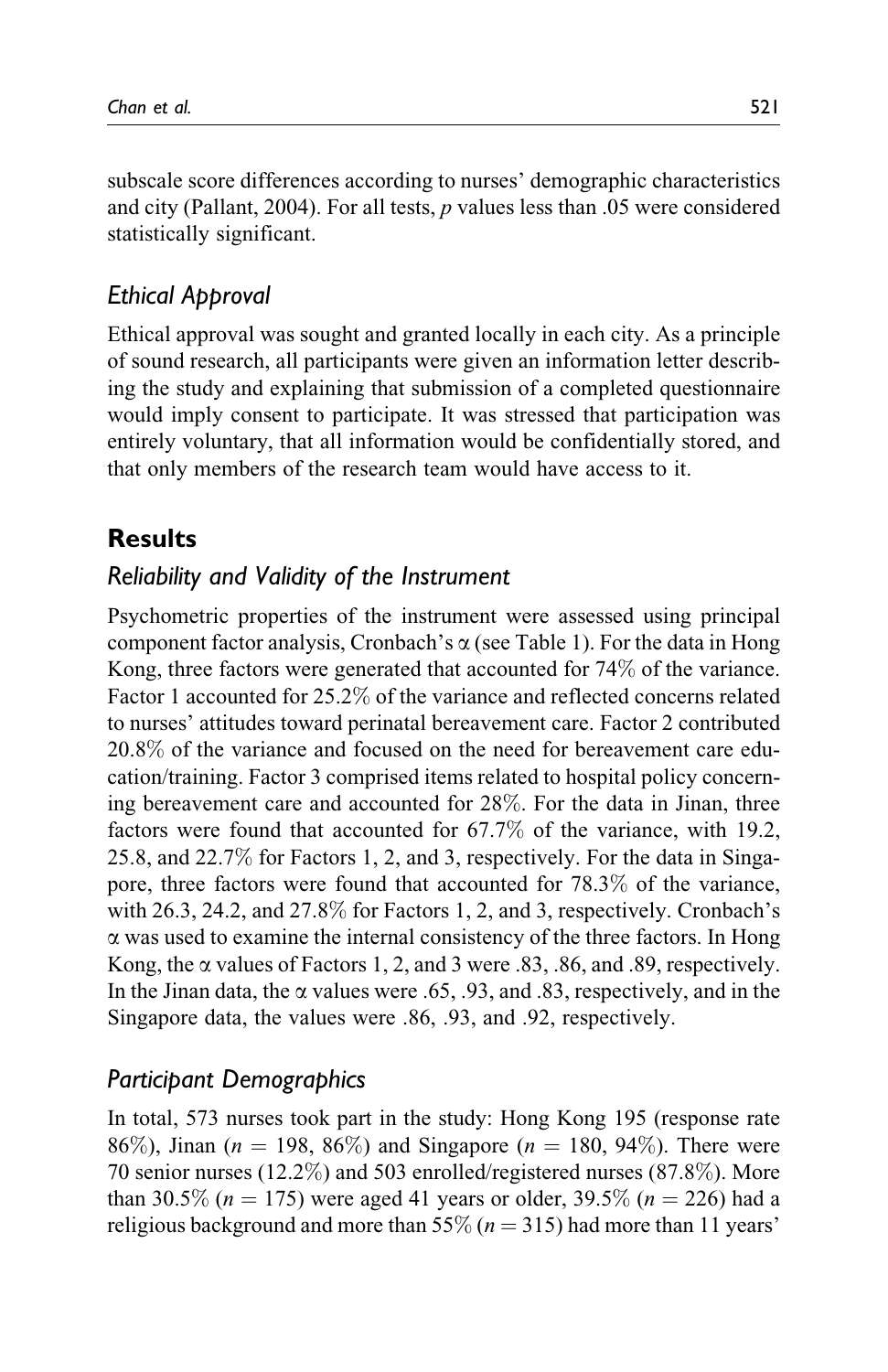subscale score differences according to nurses' demographic characteristics and city (Pallant, 2004). For all tests, *p* values less than .05 were considered statistically significant.

### *Ethical Approval*

Ethical approval was sought and granted locally in each city. As a principle of sound research, all participants were given an information letter describing the study and explaining that submission of a completed questionnaire would imply consent to participate. It was stressed that participation was entirely voluntary, that all information would be confidentially stored, and that only members of the research team would have access to it.

## **Results**

### *Reliability and Validity of the Instrument*

Psychometric properties of the instrument were assessed using principal component factor analysis, Cronbach's $\alpha$ (see Table 1). For the data in Hong Kong, three factors were generated that accounted for 74% of the variance. Factor 1 accounted for 25.2% of the variance and reflected concerns related to nurses' attitudes toward perinatal bereavement care. Factor 2 contributed 20.8% of the variance and focused on the need for bereavement care education/training. Factor 3 comprised items related to hospital policy concerning bereavement care and accounted for 28%. For the data in Jinan, three factors were found that accounted for 67.7% of the variance, with 19.2, 25.8, and 22.7% for Factors 1, 2, and 3, respectively. For the data in Singapore, three factors were found that accounted for 78.3% of the variance, with 26.3, 24.2, and 27.8% for Factors 1, 2, and 3, respectively. Cronbach's $\alpha$ was used to examine the internal consistency of the three factors. In Hong Kong, the $\alpha$ values of Factors 1, 2, and 3 were .83, .86, and .89, respectively. In the Jinan data, the $\alpha$ values were .65, .93, and .83, respectively, and in the Singapore data, the values were .86, .93, and .92, respectively.

### *Participant Demographics*

In total, 573 nurses took part in the study: Hong Kong 195 (response rate 86%), Jinan ($n = 198$, 86%) and Singapore ($n = 180$, 94%). There were 70 senior nurses (12.2%) and 503 enrolled/registered nurses (87.8%). More than 30.5% ($n = 175$) were aged 41 years or older, 39.5% ($n = 226$) had a religious background and more than 55% ($n = 315$) had more than 11 years'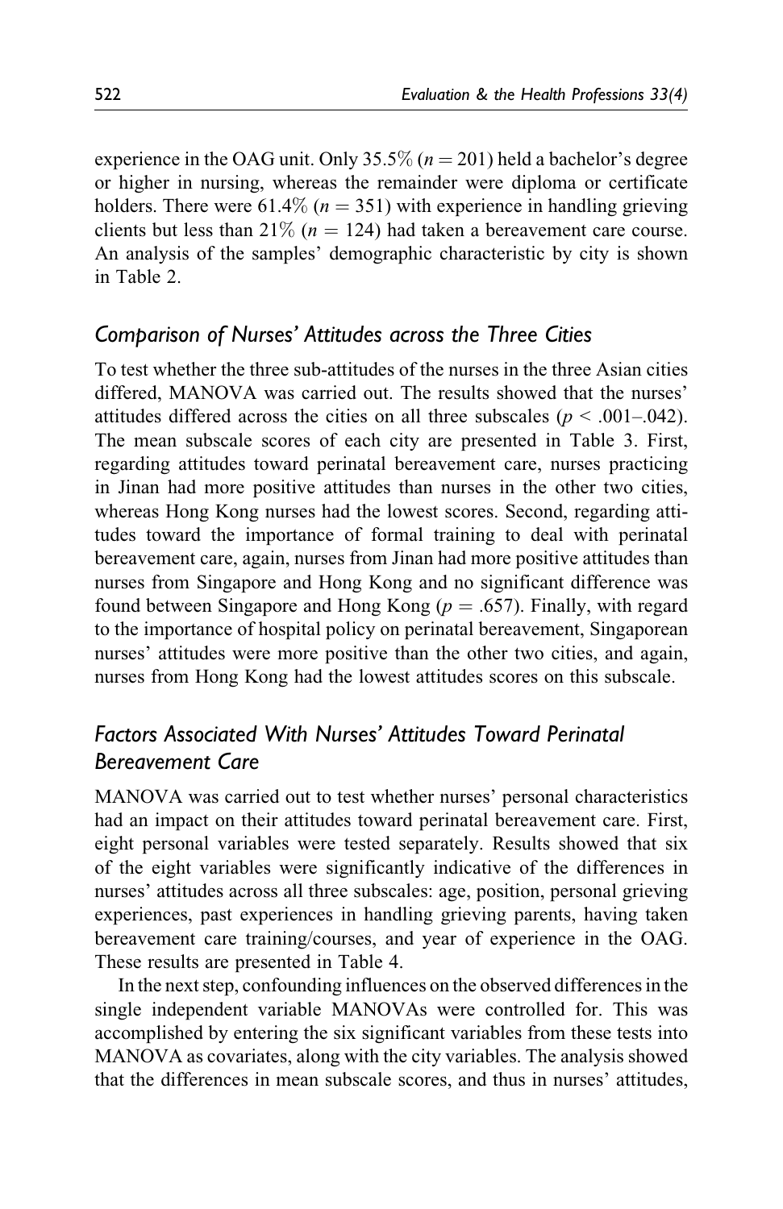experience in the OAG unit. Only 35.5% ($n = 201$) held a bachelor's degree or higher in nursing, whereas the remainder were diploma or certificate holders. There were 61.4% ($n = 351$) with experience in handling grieving clients but less than 21% ($n = 124$) had taken a bereavement care course. An analysis of the samples' demographic characteristic by city is shown in Table 2.

## *Comparison of Nurses' Attitudes across the Three Cities*

To test whether the three sub-attitudes of the nurses in the three Asian cities differed, MANOVA was carried out. The results showed that the nurses' attitudes differed across the cities on all three subscales ($p < .001$–.042). The mean subscale scores of each city are presented in Table 3. First, regarding attitudes toward perinatal bereavement care, nurses practicing in Jinan had more positive attitudes than nurses in the other two cities, whereas Hong Kong nurses had the lowest scores. Second, regarding attitudes toward the importance of formal training to deal with perinatal bereavement care, again, nurses from Jinan had more positive attitudes than nurses from Singapore and Hong Kong and no significant difference was found between Singapore and Hong Kong ($p = .657$). Finally, with regard to the importance of hospital policy on perinatal bereavement, Singaporean nurses' attitudes were more positive than the other two cities, and again, nurses from Hong Kong had the lowest attitudes scores on this subscale.

## *Factors Associated With Nurses' Attitudes Toward Perinatal Bereavement Care*

MANOVA was carried out to test whether nurses' personal characteristics had an impact on their attitudes toward perinatal bereavement care. First, eight personal variables were tested separately. Results showed that six of the eight variables were significantly indicative of the differences in nurses' attitudes across all three subscales: age, position, personal grieving experiences, past experiences in handling grieving parents, having taken bereavement care training/courses, and year of experience in the OAG. These results are presented in Table 4.

In the next step, confounding influences on the observed differences in the single independent variable MANOVAs were controlled for. This was accomplished by entering the six significant variables from these tests into MANOVA as covariates, along with the city variables. The analysis showed that the differences in mean subscale scores, and thus in nurses' attitudes,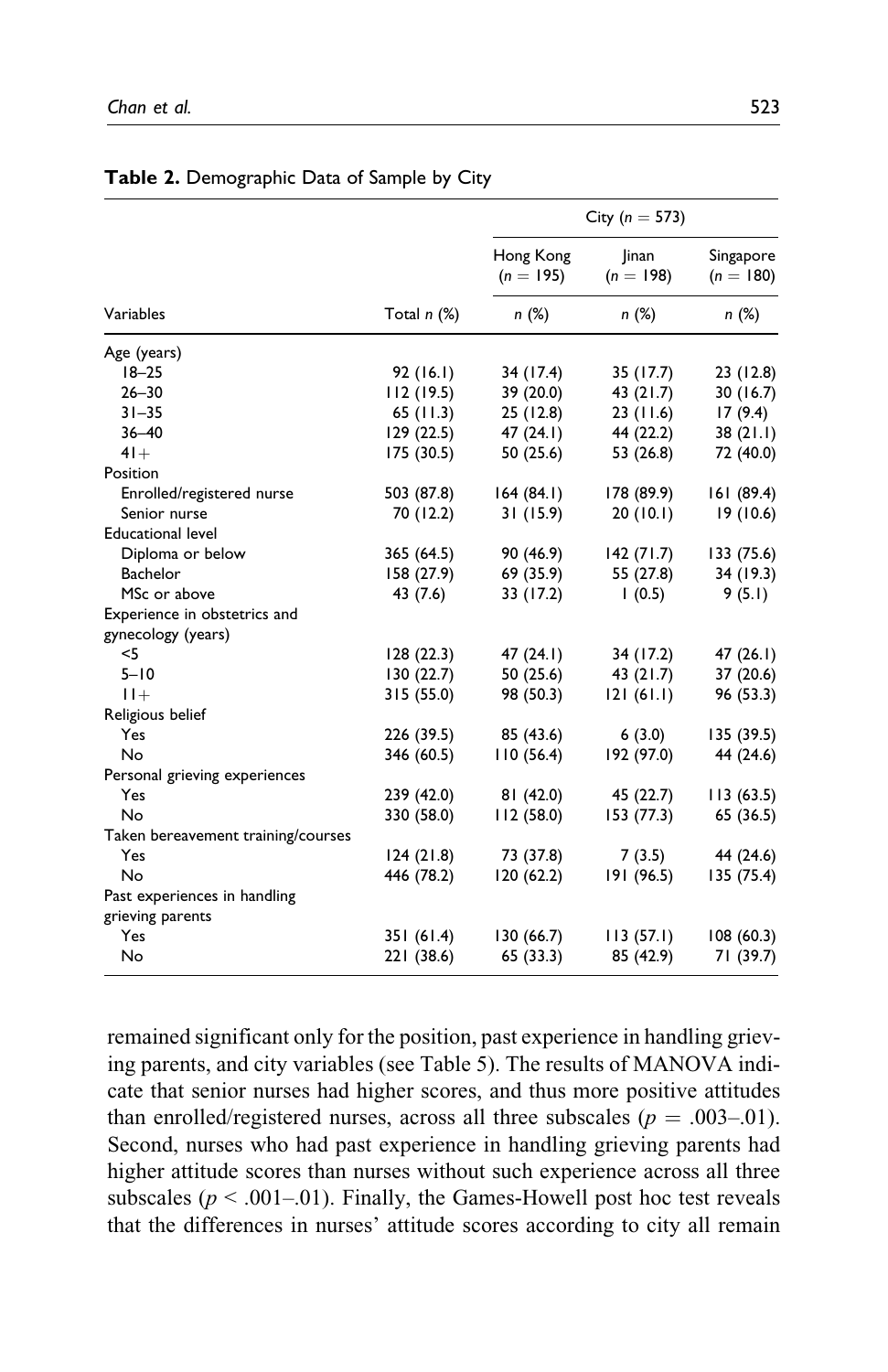**Table 2.** Demographic Data of Sample by City

| Variables | Total $n$ (%) | City ($n = 573$) | | |
|---|---|---|---|---|
| | | Hong Kong ($n = 195$) | Jinan ($n = 198$) | Singapore ($n = 180$) |
| | | $n$ (%) | $n$ (%) | $n$ (%) |
| Age (years) | | | | |
| 18–25 | 92 (16.1) | 34 (17.4) | 35 (17.7) | 23 (12.8) |
| 26–30 | 112 (19.5) | 39 (20.0) | 43 (21.7) | 30 (16.7) |
| 31–35 | 65 (11.3) | 25 (12.8) | 23 (11.6) | 17 (9.4) |
| 36–40 | 129 (22.5) | 47 (24.1) | 44 (22.2) | 38 (21.1) |
| 41+ | 175 (30.5) | 50 (25.6) | 53 (26.8) | 72 (40.0) |
| Position | | | | |
| Enrolled/registered nurse | 503 (87.8) | 164 (84.1) | 178 (89.9) | 161 (89.4) |
| Senior nurse | 70 (12.2) | 31 (15.9) | 20 (10.1) | 19 (10.6) |
| Educational level | | | | |
| Diploma or below | 365 (64.5) | 90 (46.9) | 142 (71.7) | 133 (75.6) |
| Bachelor | 158 (27.9) | 69 (35.9) | 55 (27.8) | 34 (19.3) |
| MSc or above | 43 (7.6) | 33 (17.2) | 1 (0.5) | 9 (5.1) |
| Experience in obstetrics and gynecology (years) | | | | |
| <5 | 128 (22.3) | 47 (24.1) | 34 (17.2) | 47 (26.1) |
| 5–10 | 130 (22.7) | 50 (25.6) | 43 (21.7) | 37 (20.6) |
| 11+ | 315 (55.0) | 98 (50.3) | 121 (61.1) | 96 (53.3) |
| Religious belief | | | | |
| Yes | 226 (39.5) | 85 (43.6) | 6 (3.0) | 135 (39.5) |
| No | 346 (60.5) | 110 (56.4) | 192 (97.0) | 44 (24.6) |
| Personal grieving experiences | | | | |
| Yes | 239 (42.0) | 81 (42.0) | 45 (22.7) | 113 (63.5) |
| No | 330 (58.0) | 112 (58.0) | 153 (77.3) | 65 (36.5) |
| Taken bereavement training/courses | | | | |
| Yes | 124 (21.8) | 73 (37.8) | 7 (3.5) | 44 (24.6) |
| No | 446 (78.2) | 120 (62.2) | 191 (96.5) | 135 (75.4) |
| Past experiences in handling grieving parents | | | | |
| Yes | 351 (61.4) | 130 (66.7) | 113 (57.1) | 108 (60.3) |
| No | 221 (38.6) | 65 (33.3) | 85 (42.9) | 71 (39.7) |

remained significant only for the position, past experience in handling grieving parents, and city variables (see Table 5). The results of MANOVA indicate that senior nurses had higher scores, and thus more positive attitudes than enrolled/registered nurses, across all three subscales ($p = .003$–$.01$). Second, nurses who had past experience in handling grieving parents had higher attitude scores than nurses without such experience across all three subscales ($p < .001$–$.01$). Finally, the Games-Howell post hoc test reveals that the differences in nurses' attitude scores according to city all remain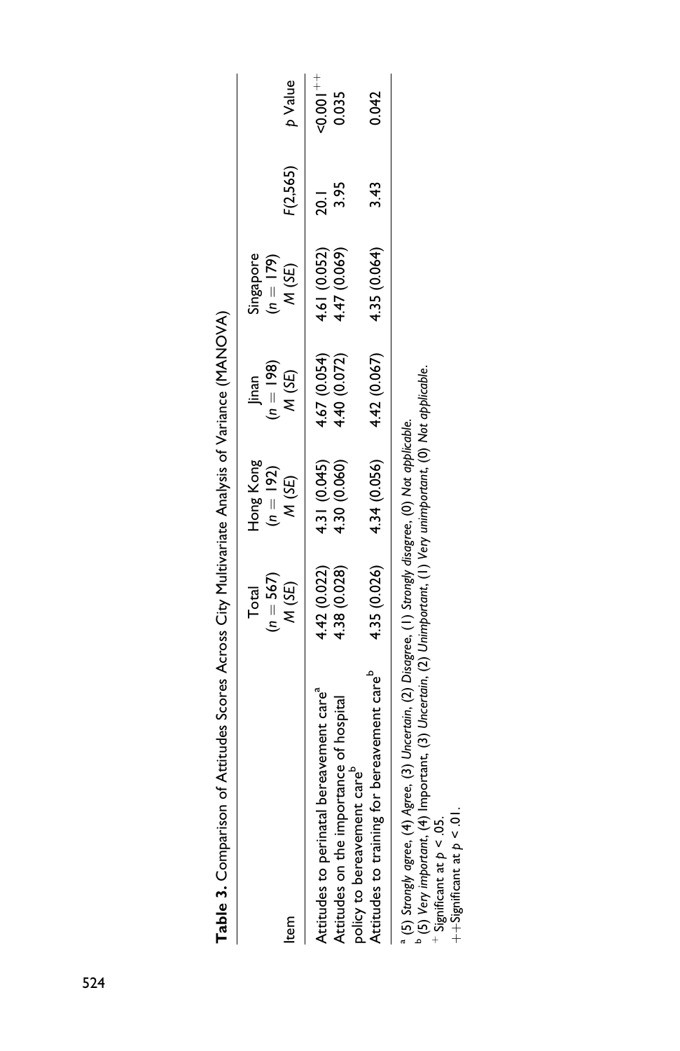**Table 3.** Comparison of Attitudes Scores Across City Multivariate Analysis of Variance (MANOVA)

| Item | Total ($n = 567$) M (SE) | Hong Kong ($n = 192$) M (SE) | Jinan ($n = 198$) M (SE) | Singapore ($n = 179$) M (SE) | $F(2,565)$ | $p$ Value |
|---|---|---|---|---|---|---|
| Attitudes to perinatal bereavement care[a] | 4.42 (0.022) | 4.31 (0.045) | 4.67 (0.054) | 4.61 (0.052) | 20.1 | <0.001[++] |
| Attitudes on the importance of hospital policy to bereavement care[b] | 4.38 (0.028) | 4.30 (0.060) | 4.40 (0.072) | 4.47 (0.069) | 3.95 | 0.035 |
| Attitudes to training for bereavement care[b] | 4.35 (0.026) | 4.34 (0.056) | 4.42 (0.067) | 4.35 (0.064) | 3.43 | 0.042 |

[a] (5) *Strongly agree*, (4) *Agree*, (3) *Uncertain*, (2) *Disagree*, (1) *Strongly disagree*, (0) *Not applicable*.
[b] (5) *Very important*, (4) Important, (3) *Uncertain*, (2) *Unimportant*, (1) *Very unimportant*, (0) *Not applicable*.
[+] Significant at $p < .05$.
[++] Significant at $p < .01$.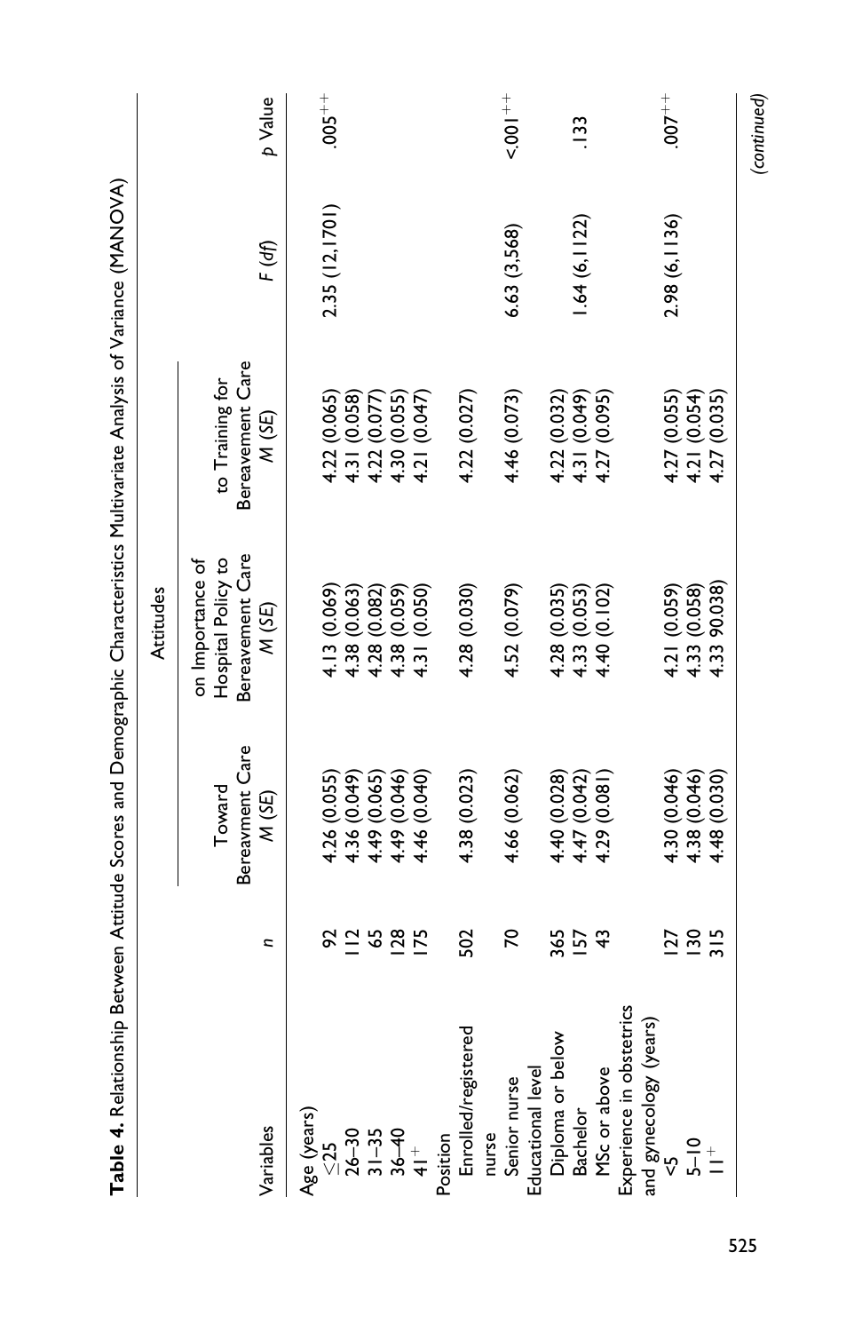**Table 4.** Relationship Between Attitude Scores and Demographic Characteristics Multivariate Analysis of Variance (MANOVA)

| Variables | n | Attitudes Toward Bereavment Care M (SE) | Attitudes on Importance of Hospital Policy to Bereavement Care M (SE) | Attitudes to Training for Bereavement Care M (SE) | F (df) | p Value |
|---|---|---|---|---|---|---|
| Age (years) | | | | | | |
| ≤25 | 92 | 4.26 (0.055) | 4.13 (0.069) | 4.22 (0.065) | 2.35 (12,1701) | .005[++] |
| 26–30 | 112 | 4.36 (0.049) | 4.38 (0.063) | 4.31 (0.058) | | |
| 31–35 | 65 | 4.49 (0.065) | 4.28 (0.082) | 4.22 (0.077) | | |
| 36–40 | 128 | 4.49 (0.046) | 4.38 (0.059) | 4.30 (0.055) | | |
| 41[+] | 175 | 4.46 (0.040) | 4.31 (0.050) | 4.21 (0.047) | | |
| Position | | | | | | |
| Enrolled/registered nurse | 502 | 4.38 (0.023) | 4.28 (0.030) | 4.22 (0.027) | | |
| Senior nurse | 70 | 4.66 (0.062) | 4.52 (0.079) | 4.46 (0.073) | 6.63 (3,568) | <.001[++] |
| Educational level | | | | | | |
| Diploma or below | 365 | 4.40 (0.028) | 4.28 (0.035) | 4.22 (0.032) | | |
| Bachelor | 157 | 4.47 (0.042) | 4.33 (0.053) | 4.31 (0.049) | 1.64 (6,1122) | .133 |
| MSc or above | 43 | 4.29 (0.081) | 4.40 (0.102) | 4.27 (0.095) | | |
| Experience in obstetrics and gynecology (years) | | | | | | |
| <5 | 127 | 4.30 (0.046) | 4.21 (0.059) | 4.27 (0.055) | 2.98 (6,1136) | .007[++] |
| 5–10 | 130 | 4.38 (0.046) | 4.33 (0.058) | 4.21 (0.054) | | |
| 11[+] | 315 | 4.48 (0.030) | 4.33 90.038) | 4.27 (0.035) | | |

(continued)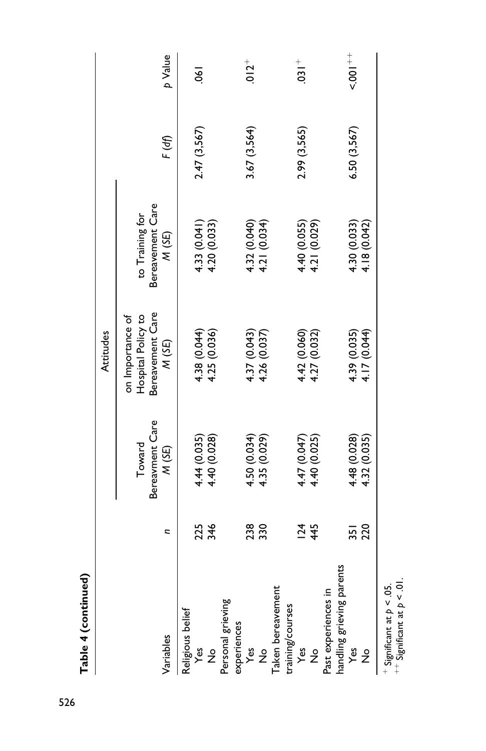**Table 4 (continued)**

| Variables | $n$ | Attitudes | | | $F$ ($df$) | $p$ Value |
|---|---|---|---|---|---|---|
| | | Toward Bereavment Care $M$ ($SE$) | on Importance of Hospital Policy to Bereavement Care $M$ ($SE$) | to Training for Bereavement Care $M$ ($SE$) | | |
| Religious belief | | | | | 2.47 (3,567) | .061 |
| Yes | 225 | 4.44 (0.035) | 4.38 (0.044) | 4.33 (0.041) | | |
| No | 346 | 4.40 (0.028) | 4.25 (0.036) | 4.20 (0.033) | | |
| Personal grieving experiences | | | | | 3.67 (3,564) | .012[+] |
| Yes | 238 | 4.50 (0.034) | 4.37 (0.043) | 4.32 (0.040) | | |
| No | 330 | 4.35 (0.029) | 4.26 (0.037) | 4.21 (0.034) | | |
| Taken bereavement training/courses | | | | | 2.99 (3,565) | .031[+] |
| Yes | 124 | 4.47 (0.047) | 4.42 (0.060) | 4.40 (0.055) | | |
| No | 445 | 4.40 (0.025) | 4.27 (0.032) | 4.21 (0.029) | | |
| Past experiences in handling grieving parents | | | | | 6.50 (3,567) | <.001[++] |
| Yes | 351 | 4.48 (0.028) | 4.39 (0.035) | 4.30 (0.033) | | |
| No | 220 | 4.32 (0.035) | 4.17 (0.044) | 4.18 (0.042) | | |

[+] Significant at $p < .05$.
[++] Significant at $p < .01$.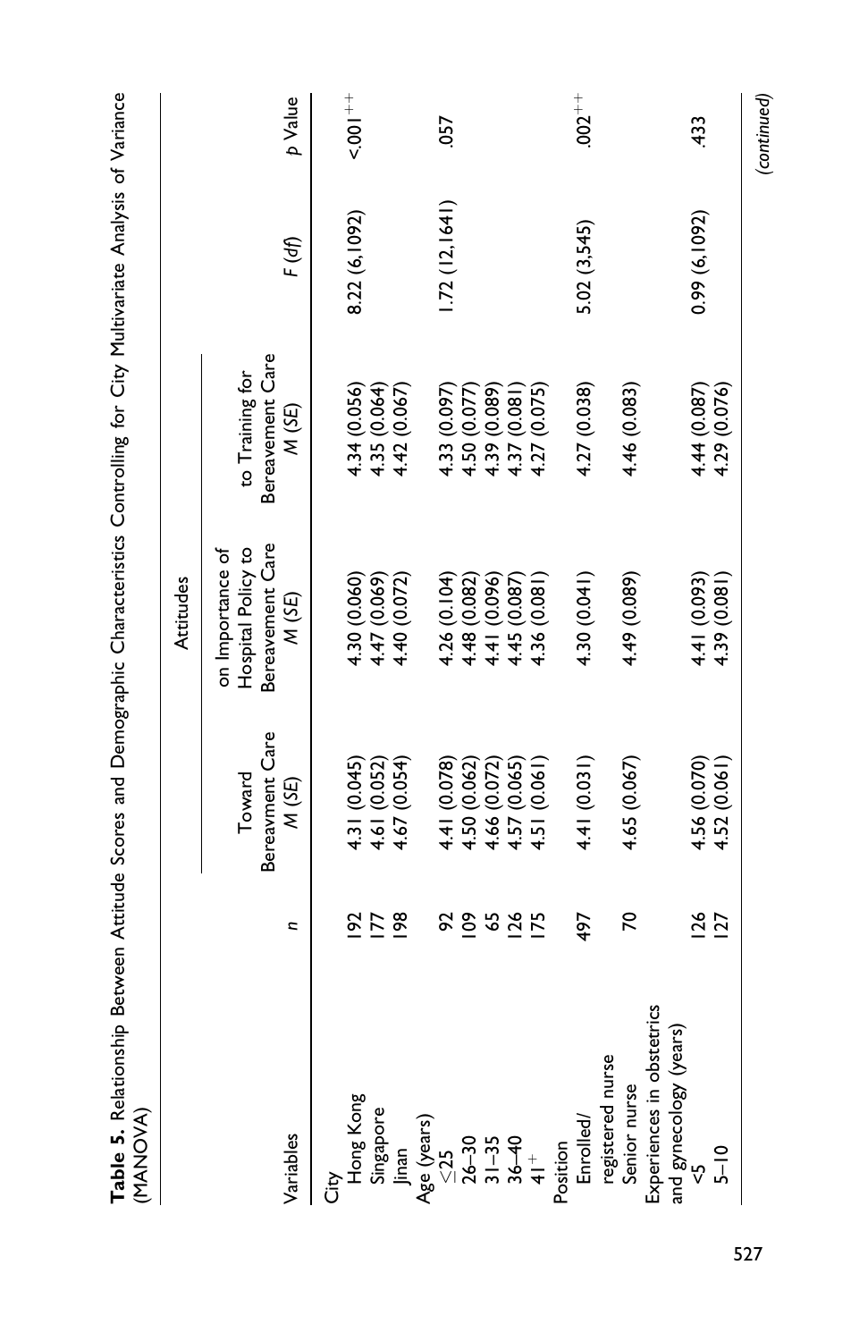**Table 5.** Relationship Between Attitude Scores and Demographic Characteristics Controlling for City Multivariate Analysis of Variance (MANOVA)

| Variables | *n* | Attitudes Toward Bereavment Care *M* (*SE*) | Attitudes on Importance of Hospital Policy to Bereavement Care *M* (*SE*) | Attitudes to Training for Bereavement Care *M* (*SE*) | *F* (*df*) | *p* Value |
|---|---|---|---|---|---|---|
| City | | | | | | |
| Hong Kong | 192 | 4.31 (0.045) | 4.30 (0.060) | 4.34 (0.056) | 8.22 (6,1092) | <.001[++] |
| Singapore | 177 | 4.61 (0.052) | 4.47 (0.069) | 4.35 (0.064) | | |
| Jinan | 198 | 4.67 (0.054) | 4.40 (0.072) | 4.42 (0.067) | | |
| Age (years) | | | | | | |
| ≤25 | 92 | 4.41 (0.078) | 4.26 (0.104) | 4.33 (0.097) | 1.72 (12,1641) | .057 |
| 26–30 | 109 | 4.50 (0.062) | 4.48 (0.082) | 4.50 (0.077) | | |
| 31–35 | 65 | 4.66 (0.072) | 4.41 (0.096) | 4.39 (0.089) | | |
| 36–40 | 126 | 4.57 (0.065) | 4.45 (0.087) | 4.37 (0.081) | | |
| 41[+] | 175 | 4.51 (0.061) | 4.36 (0.081) | 4.27 (0.075) | | |
| Position | | | | | | |
| Enrolled/registered nurse | 497 | 4.41 (0.031) | 4.30 (0.041) | 4.27 (0.038) | 5.02 (3,545) | .002[++] |
| Senior nurse | 70 | 4.65 (0.067) | 4.49 (0.089) | 4.46 (0.083) | | |
| Experiences in obstetrics and gynecology (years) | | | | | | |
| <5 | 126 | 4.56 (0.070) | 4.41 (0.093) | 4.44 (0.087) | 0.99 (6,1092) | .433 |
| 5–10 | 127 | 4.52 (0.061) | 4.39 (0.081) | 4.29 (0.076) | | |

*(continued)*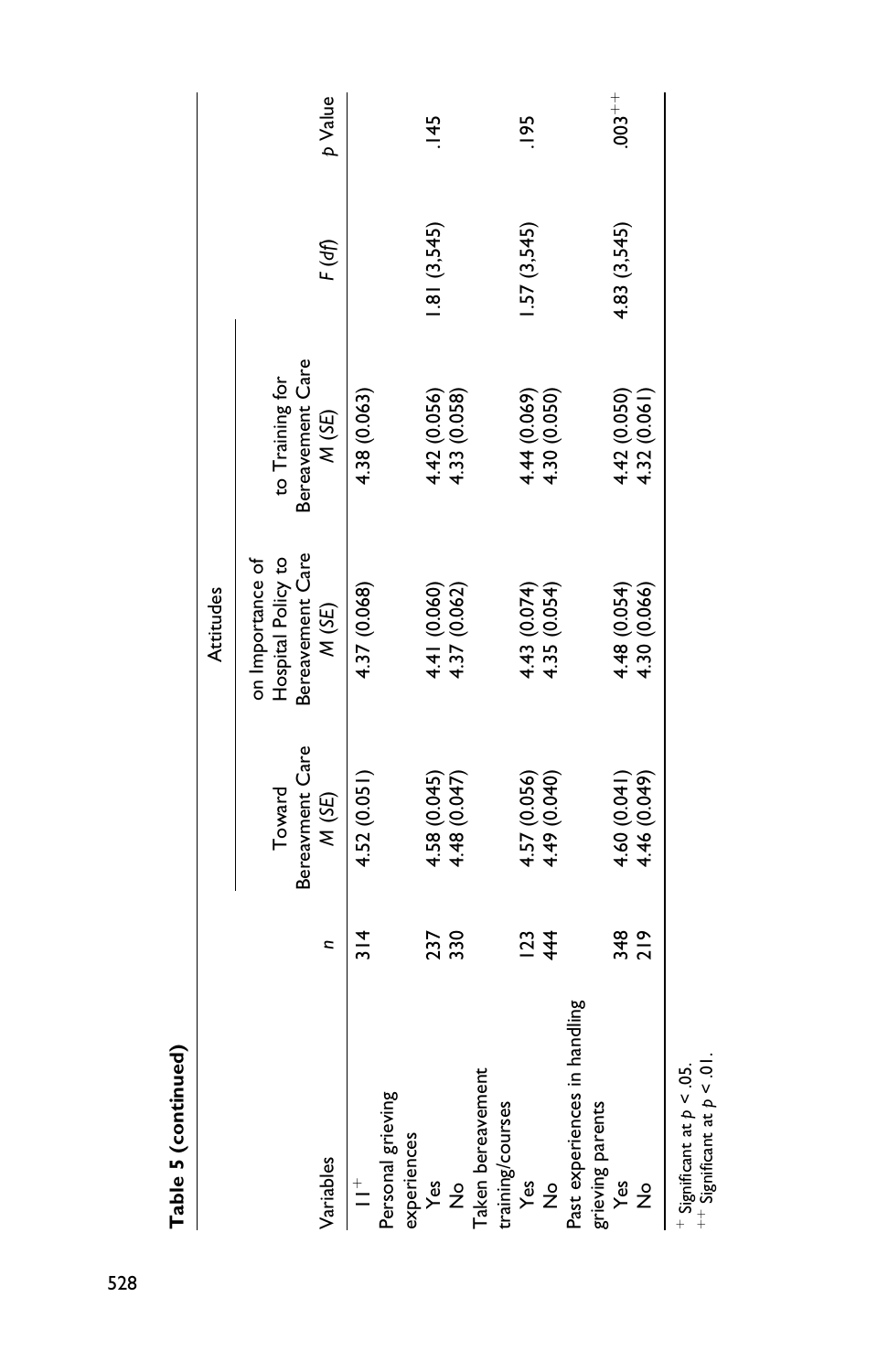**Table 5 (continued)**

| Variables | *n* | Attitudes Toward Bereavment Care *M (SE)* | Attitudes on Importance of Hospital Policy to Bereavement Care *M (SE)* | Attitudes to Training for Bereavement Care *M (SE)* | *F (df)* | *p* Value |
|---|---|---|---|---|---|---|
| 11[+] | 314 | 4.52 (0.051) | 4.37 (0.068) | 4.38 (0.063) | | |
| Personal grieving experiences | | | | | | |
| Yes | 237 | 4.58 (0.045) | 4.41 (0.060) | 4.42 (0.056) | 1.81 (3,545) | .145 |
| No | 330 | 4.48 (0.047) | 4.37 (0.062) | 4.33 (0.058) | | |
| Taken bereavement training/courses | | | | | | |
| Yes | 123 | 4.57 (0.056) | 4.43 (0.074) | 4.44 (0.069) | 1.57 (3,545) | .195 |
| No | 444 | 4.49 (0.040) | 4.35 (0.054) | 4.30 (0.050) | | |
| Past experiences in handling grieving parents | | | | | | |
| Yes | 348 | 4.60 (0.041) | 4.48 (0.054) | 4.42 (0.050) | 4.83 (3,545) | .003[++] |
| No | 219 | 4.46 (0.049) | 4.30 (0.066) | 4.32 (0.061) | | |

[+] Significant at $p < .05$.
[++] Significant at $p < .01$.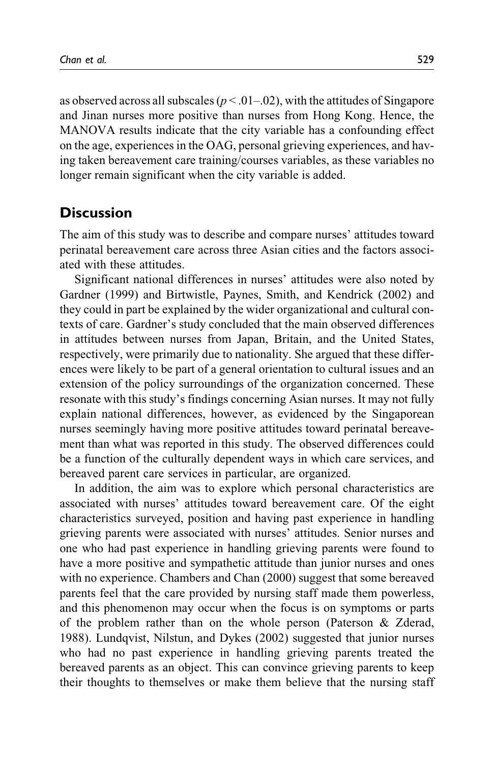as observed across all subscales ($p < .01–.02$), with the attitudes of Singapore and Jinan nurses more positive than nurses from Hong Kong. Hence, the MANOVA results indicate that the city variable has a confounding effect on the age, experiences in the OAG, personal grieving experiences, and having taken bereavement care training/courses variables, as these variables no longer remain significant when the city variable is added.

## Discussion

The aim of this study was to describe and compare nurses' attitudes toward perinatal bereavement care across three Asian cities and the factors associated with these attitudes.

Significant national differences in nurses' attitudes were also noted by Gardner (1999) and Birtwistle, Paynes, Smith, and Kendrick (2002) and they could in part be explained by the wider organizational and cultural contexts of care. Gardner's study concluded that the main observed differences in attitudes between nurses from Japan, Britain, and the United States, respectively, were primarily due to nationality. She argued that these differences were likely to be part of a general orientation to cultural issues and an extension of the policy surroundings of the organization concerned. These resonate with this study's findings concerning Asian nurses. It may not fully explain national differences, however, as evidenced by the Singaporean nurses seemingly having more positive attitudes toward perinatal bereavement than what was reported in this study. The observed differences could be a function of the culturally dependent ways in which care services, and bereaved parent care services in particular, are organized.

In addition, the aim was to explore which personal characteristics are associated with nurses' attitudes toward bereavement care. Of the eight characteristics surveyed, position and having past experience in handling grieving parents were associated with nurses' attitudes. Senior nurses and one who had past experience in handling grieving parents were found to have a more positive and sympathetic attitude than junior nurses and ones with no experience. Chambers and Chan (2000) suggest that some bereaved parents feel that the care provided by nursing staff made them powerless, and this phenomenon may occur when the focus is on symptoms or parts of the problem rather than on the whole person (Paterson & Zderad, 1988). Lundqvist, Nilstun, and Dykes (2002) suggested that junior nurses who had no past experience in handling grieving parents treated the bereaved parents as an object. This can convince grieving parents to keep their thoughts to themselves or make them believe that the nursing staff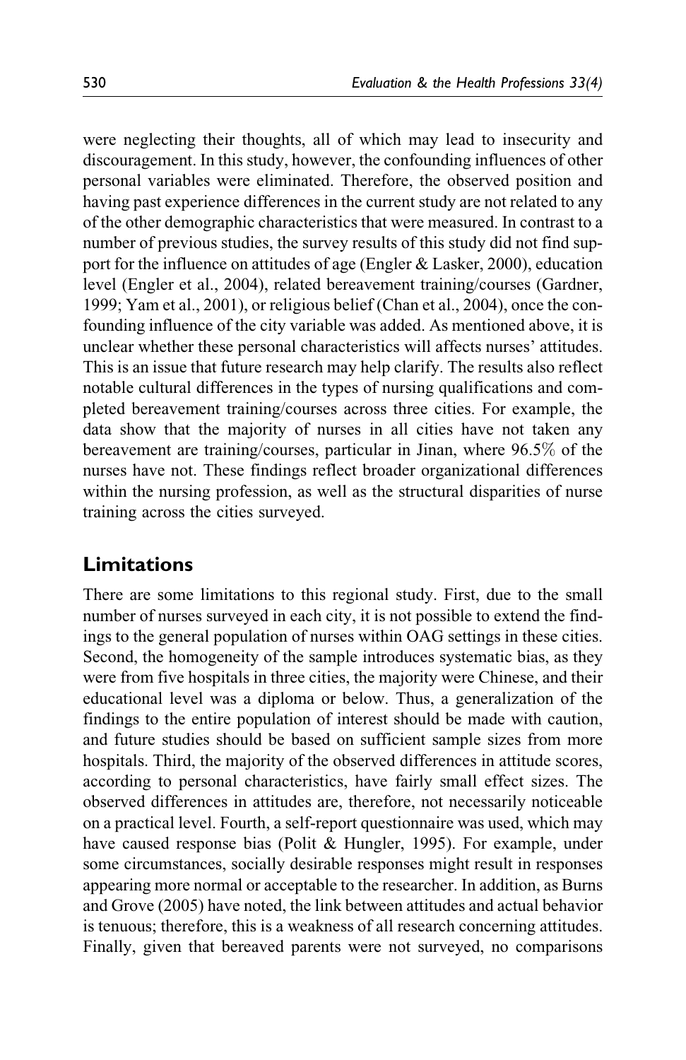were neglecting their thoughts, all of which may lead to insecurity and discouragement. In this study, however, the confounding influences of other personal variables were eliminated. Therefore, the observed position and having past experience differences in the current study are not related to any of the other demographic characteristics that were measured. In contrast to a number of previous studies, the survey results of this study did not find support for the influence on attitudes of age (Engler & Lasker, 2000), education level (Engler et al., 2004), related bereavement training/courses (Gardner, 1999; Yam et al., 2001), or religious belief (Chan et al., 2004), once the confounding influence of the city variable was added. As mentioned above, it is unclear whether these personal characteristics will affects nurses' attitudes. This is an issue that future research may help clarify. The results also reflect notable cultural differences in the types of nursing qualifications and completed bereavement training/courses across three cities. For example, the data show that the majority of nurses in all cities have not taken any bereavement are training/courses, particular in Jinan, where 96.5% of the nurses have not. These findings reflect broader organizational differences within the nursing profession, as well as the structural disparities of nurse training across the cities surveyed.

## Limitations

There are some limitations to this regional study. First, due to the small number of nurses surveyed in each city, it is not possible to extend the findings to the general population of nurses within OAG settings in these cities. Second, the homogeneity of the sample introduces systematic bias, as they were from five hospitals in three cities, the majority were Chinese, and their educational level was a diploma or below. Thus, a generalization of the findings to the entire population of interest should be made with caution, and future studies should be based on sufficient sample sizes from more hospitals. Third, the majority of the observed differences in attitude scores, according to personal characteristics, have fairly small effect sizes. The observed differences in attitudes are, therefore, not necessarily noticeable on a practical level. Fourth, a self-report questionnaire was used, which may have caused response bias (Polit & Hungler, 1995). For example, under some circumstances, socially desirable responses might result in responses appearing more normal or acceptable to the researcher. In addition, as Burns and Grove (2005) have noted, the link between attitudes and actual behavior is tenuous; therefore, this is a weakness of all research concerning attitudes. Finally, given that bereaved parents were not surveyed, no comparisons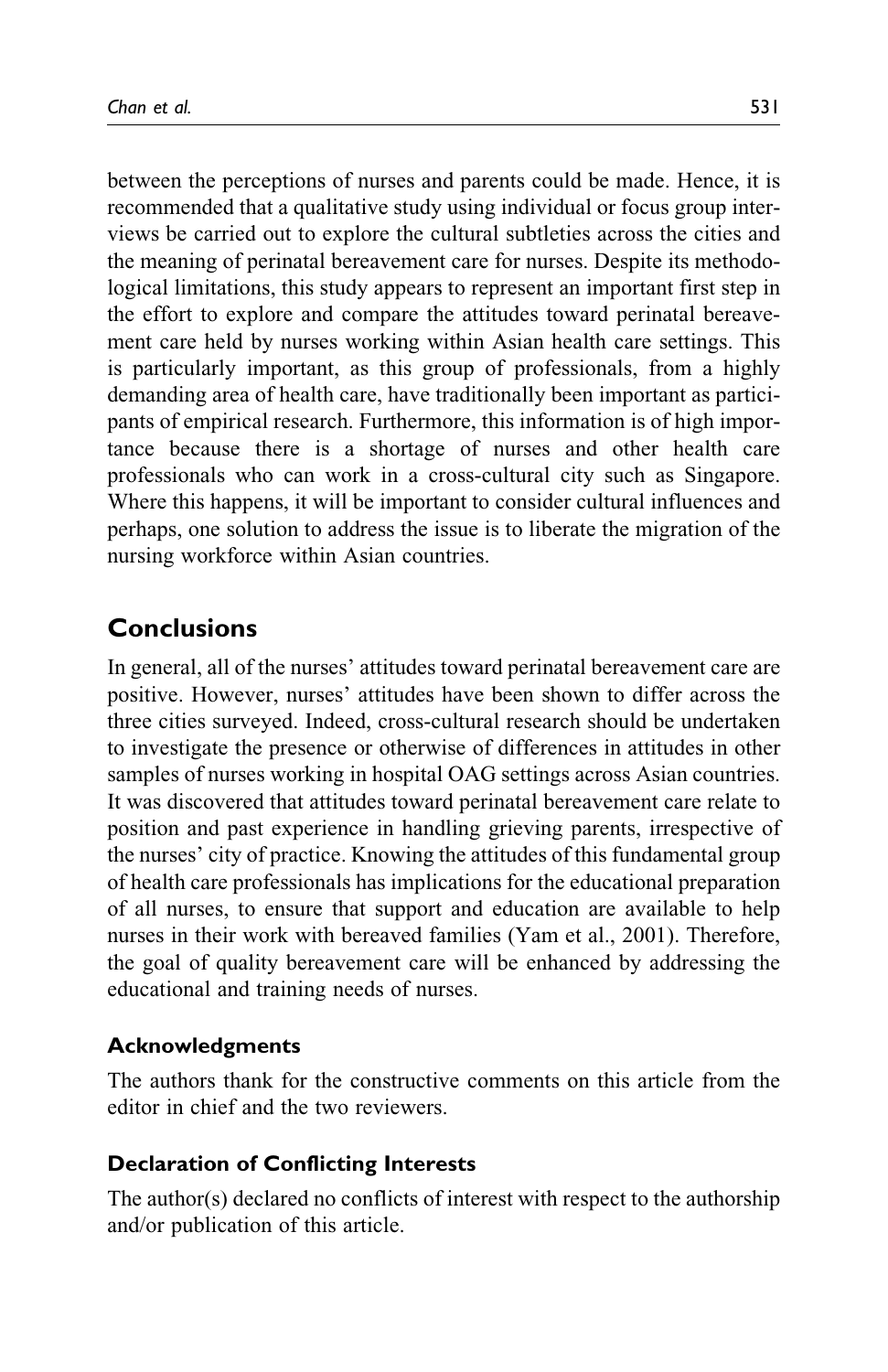between the perceptions of nurses and parents could be made. Hence, it is recommended that a qualitative study using individual or focus group interviews be carried out to explore the cultural subtleties across the cities and the meaning of perinatal bereavement care for nurses. Despite its methodological limitations, this study appears to represent an important first step in the effort to explore and compare the attitudes toward perinatal bereavement care held by nurses working within Asian health care settings. This is particularly important, as this group of professionals, from a highly demanding area of health care, have traditionally been important as participants of empirical research. Furthermore, this information is of high importance because there is a shortage of nurses and other health care professionals who can work in a cross-cultural city such as Singapore. Where this happens, it will be important to consider cultural influences and perhaps, one solution to address the issue is to liberate the migration of the nursing workforce within Asian countries.

## Conclusions

In general, all of the nurses' attitudes toward perinatal bereavement care are positive. However, nurses' attitudes have been shown to differ across the three cities surveyed. Indeed, cross-cultural research should be undertaken to investigate the presence or otherwise of differences in attitudes in other samples of nurses working in hospital OAG settings across Asian countries. It was discovered that attitudes toward perinatal bereavement care relate to position and past experience in handling grieving parents, irrespective of the nurses' city of practice. Knowing the attitudes of this fundamental group of health care professionals has implications for the educational preparation of all nurses, to ensure that support and education are available to help nurses in their work with bereaved families (Yam et al., 2001). Therefore, the goal of quality bereavement care will be enhanced by addressing the educational and training needs of nurses.

### Acknowledgments

The authors thank for the constructive comments on this article from the editor in chief and the two reviewers.

### Declaration of Conflicting Interests

The author(s) declared no conflicts of interest with respect to the authorship and/or publication of this article.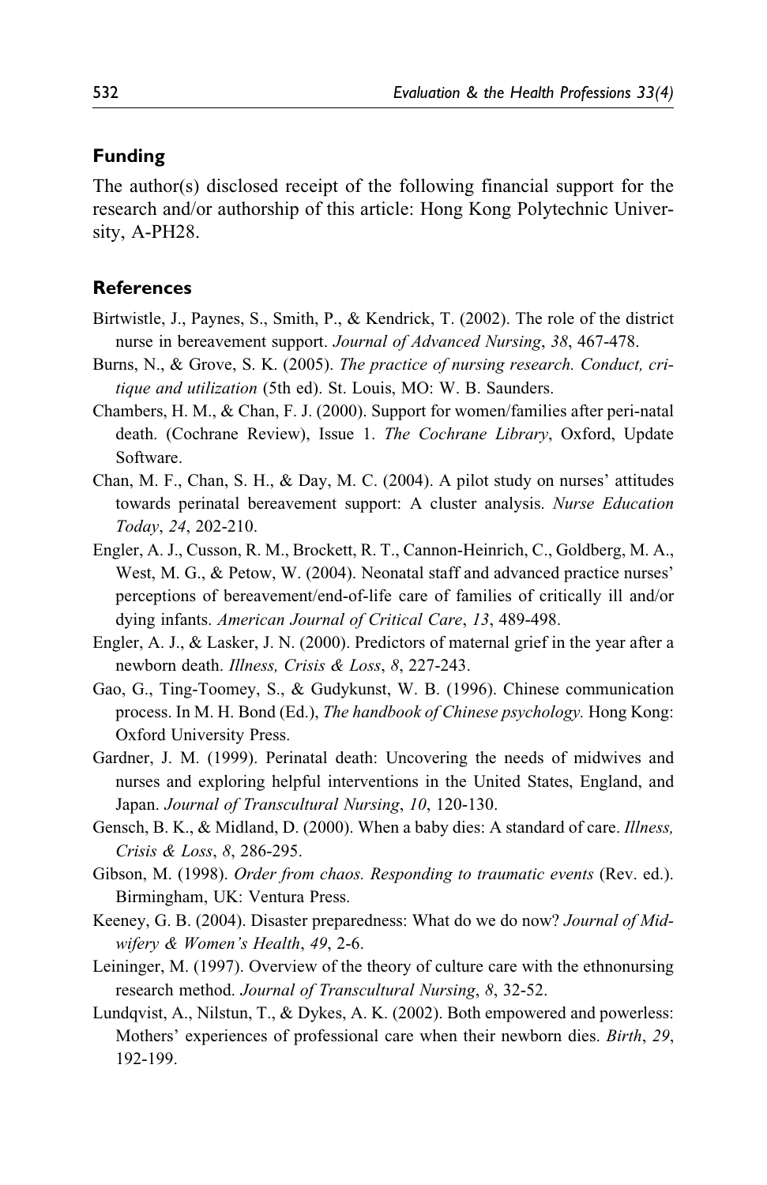## Funding

The author(s) disclosed receipt of the following financial support for the research and/or authorship of this article: Hong Kong Polytechnic University, A-PH28.

## References

Birtwistle, J., Paynes, S., Smith, P., & Kendrick, T. (2002). The role of the district nurse in bereavement support. *Journal of Advanced Nursing*, *38*, 467-478.

Burns, N., & Grove, S. K. (2005). *The practice of nursing research. Conduct, critique and utilization* (5th ed). St. Louis, MO: W. B. Saunders.

Chambers, H. M., & Chan, F. J. (2000). Support for women/families after peri-natal death. (Cochrane Review), Issue 1. *The Cochrane Library*, Oxford, Update Software.

Chan, M. F., Chan, S. H., & Day, M. C. (2004). A pilot study on nurses' attitudes towards perinatal bereavement support: A cluster analysis. *Nurse Education Today*, *24*, 202-210.

Engler, A. J., Cusson, R. M., Brockett, R. T., Cannon-Heinrich, C., Goldberg, M. A., West, M. G., & Petow, W. (2004). Neonatal staff and advanced practice nurses' perceptions of bereavement/end-of-life care of families of critically ill and/or dying infants. *American Journal of Critical Care*, *13*, 489-498.

Engler, A. J., & Lasker, J. N. (2000). Predictors of maternal grief in the year after a newborn death. *Illness, Crisis & Loss*, *8*, 227-243.

Gao, G., Ting-Toomey, S., & Gudykunst, W. B. (1996). Chinese communication process. In M. H. Bond (Ed.), *The handbook of Chinese psychology.* Hong Kong: Oxford University Press.

Gardner, J. M. (1999). Perinatal death: Uncovering the needs of midwives and nurses and exploring helpful interventions in the United States, England, and Japan. *Journal of Transcultural Nursing*, *10*, 120-130.

Gensch, B. K., & Midland, D. (2000). When a baby dies: A standard of care. *Illness, Crisis & Loss*, *8*, 286-295.

Gibson, M. (1998). *Order from chaos. Responding to traumatic events* (Rev. ed.). Birmingham, UK: Ventura Press.

Keeney, G. B. (2004). Disaster preparedness: What do we do now? *Journal of Midwifery & Women's Health*, *49*, 2-6.

Leininger, M. (1997). Overview of the theory of culture care with the ethnonursing research method. *Journal of Transcultural Nursing*, *8*, 32-52.

Lundqvist, A., Nilstun, T., & Dykes, A. K. (2002). Both empowered and powerless: Mothers' experiences of professional care when their newborn dies. *Birth*, *29*, 192-199.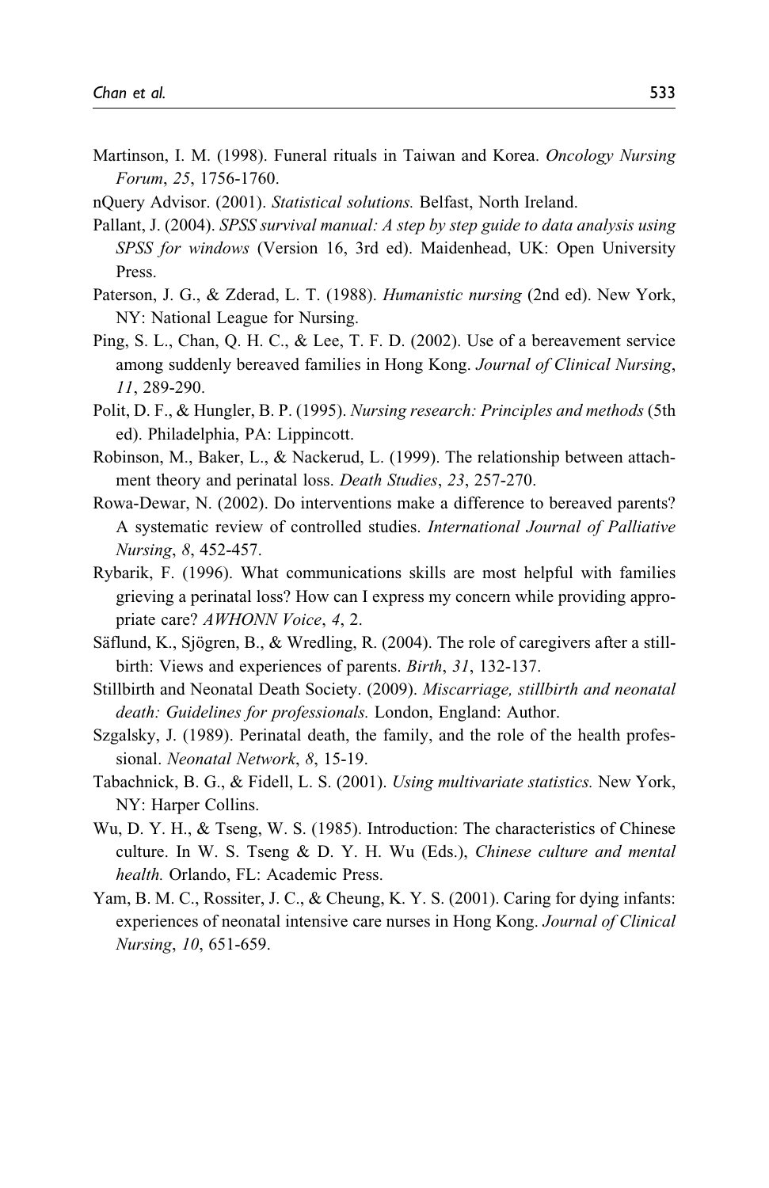Martinson, I. M. (1998). Funeral rituals in Taiwan and Korea. *Oncology Nursing Forum*, *25*, 1756-1760.

nQuery Advisor. (2001). *Statistical solutions.* Belfast, North Ireland.

Pallant, J. (2004). *SPSS survival manual: A step by step guide to data analysis using SPSS for windows* (Version 16, 3rd ed). Maidenhead, UK: Open University Press.

Paterson, J. G., & Zderad, L. T. (1988). *Humanistic nursing* (2nd ed). New York, NY: National League for Nursing.

Ping, S. L., Chan, Q. H. C., & Lee, T. F. D. (2002). Use of a bereavement service among suddenly bereaved families in Hong Kong. *Journal of Clinical Nursing*, *11*, 289-290.

Polit, D. F., & Hungler, B. P. (1995). *Nursing research: Principles and methods* (5th ed). Philadelphia, PA: Lippincott.

Robinson, M., Baker, L., & Nackerud, L. (1999). The relationship between attachment theory and perinatal loss. *Death Studies*, *23*, 257-270.

Rowa-Dewar, N. (2002). Do interventions make a difference to bereaved parents? A systematic review of controlled studies. *International Journal of Palliative Nursing*, *8*, 452-457.

Rybarik, F. (1996). What communications skills are most helpful with families grieving a perinatal loss? How can I express my concern while providing appropriate care? *AWHONN Voice*, *4*, 2.

Säflund, K., Sjögren, B., & Wredling, R. (2004). The role of caregivers after a stillbirth: Views and experiences of parents. *Birth*, *31*, 132-137.

Stillbirth and Neonatal Death Society. (2009). *Miscarriage, stillbirth and neonatal death: Guidelines for professionals.* London, England: Author.

Szgalsky, J. (1989). Perinatal death, the family, and the role of the health professional. *Neonatal Network*, *8*, 15-19.

Tabachnick, B. G., & Fidell, L. S. (2001). *Using multivariate statistics.* New York, NY: Harper Collins.

Wu, D. Y. H., & Tseng, W. S. (1985). Introduction: The characteristics of Chinese culture. In W. S. Tseng & D. Y. H. Wu (Eds.), *Chinese culture and mental health.* Orlando, FL: Academic Press.

Yam, B. M. C., Rossiter, J. C., & Cheung, K. Y. S. (2001). Caring for dying infants: experiences of neonatal intensive care nurses in Hong Kong. *Journal of Clinical Nursing*, *10*, 651-659.